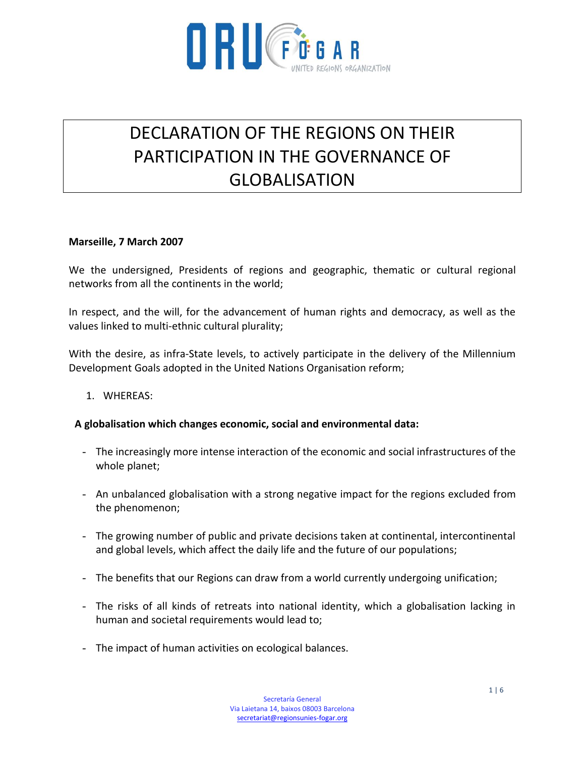# DECLARATION OF THE REGIONS ON THEIR PARTICIPATION IN THE GOVERNANCE OF GLOBALISATION

**Marseille, 7 March 2007**

We the undersigned, Presidents of regions and geographic, thematic or cultural regional networks from all the continents in the world;

In respect, and the will, for the advancement of human rights and democracy, as well as the values linked to multi-ethnic cultural plurality;

With the desire, as infra-State levels, to actively participate in the delivery of the Millennium Development Goals adopted in the United Nations Organisation reform;

1. WHEREAS:

**A globalisation which changes economic, social and environmental data:**

- The increasingly more intense interaction of the economic and social infrastructures of the whole planet;
- An unbalanced globalisation with a strong negative impact for the regions excluded from the phenomenon;
- The growing number of public and private decisions taken at continental, intercontinental and global levels, which affect the daily life and the future of our populations;
- The benefits that our Regions can draw from a world currently undergoing unification;
- The risks of all kinds of retreats into national identity, which a globalisation lacking in human and societal requirements would lead to;
- The impact of human activities on ecological balances.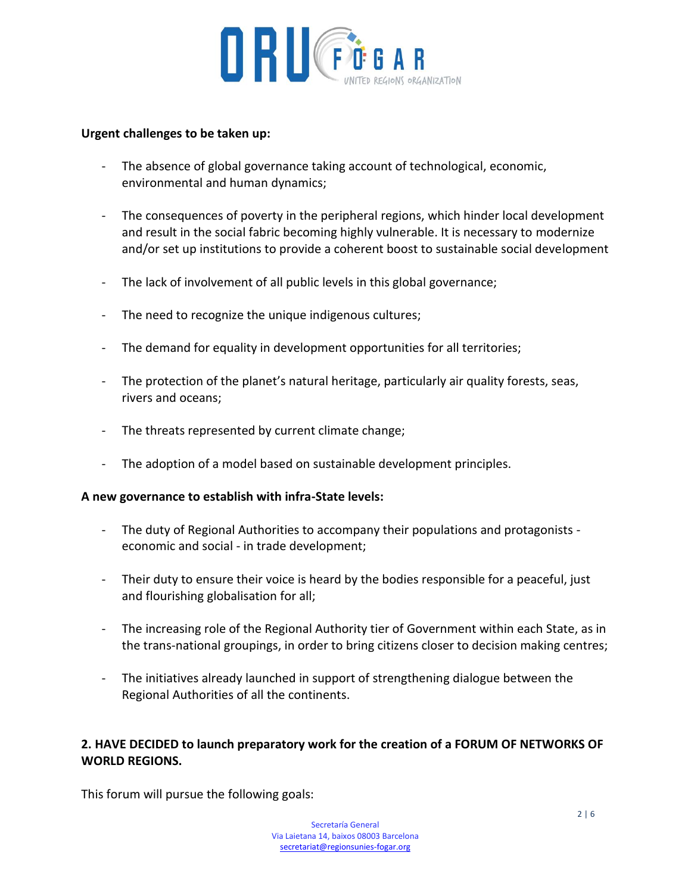**Urgent challenges to be taken up:**

- The absence of global governance taking account of technological, economic, environmental and human dynamics;

- The consequences of poverty in the peripheral regions, which hinder local development and result in the social fabric becoming highly vulnerable. It is necessary to modernize and/or set up institutions to provide a coherent boost to sustainable social development

- The lack of involvement of all public levels in this global governance;

- The need to recognize the unique indigenous cultures;

- The demand for equality in development opportunities for all territories;

- The protection of the planet's natural heritage, particularly air quality forests, seas, rivers and oceans;

- The threats represented by current climate change;

- The adoption of a model based on sustainable development principles.

**A new governance to establish with infra-State levels:**

- The duty of Regional Authorities to accompany their populations and protagonists - economic and social - in trade development;

- Their duty to ensure their voice is heard by the bodies responsible for a peaceful, just and flourishing globalisation for all;

- The increasing role of the Regional Authority tier of Government within each State, as in the trans-national groupings, in order to bring citizens closer to decision making centres;

- The initiatives already launched in support of strengthening dialogue between the Regional Authorities of all the continents.

**2. HAVE DECIDED to launch preparatory work for the creation of a FORUM OF NETWORKS OF WORLD REGIONS.**

This forum will pursue the following goals: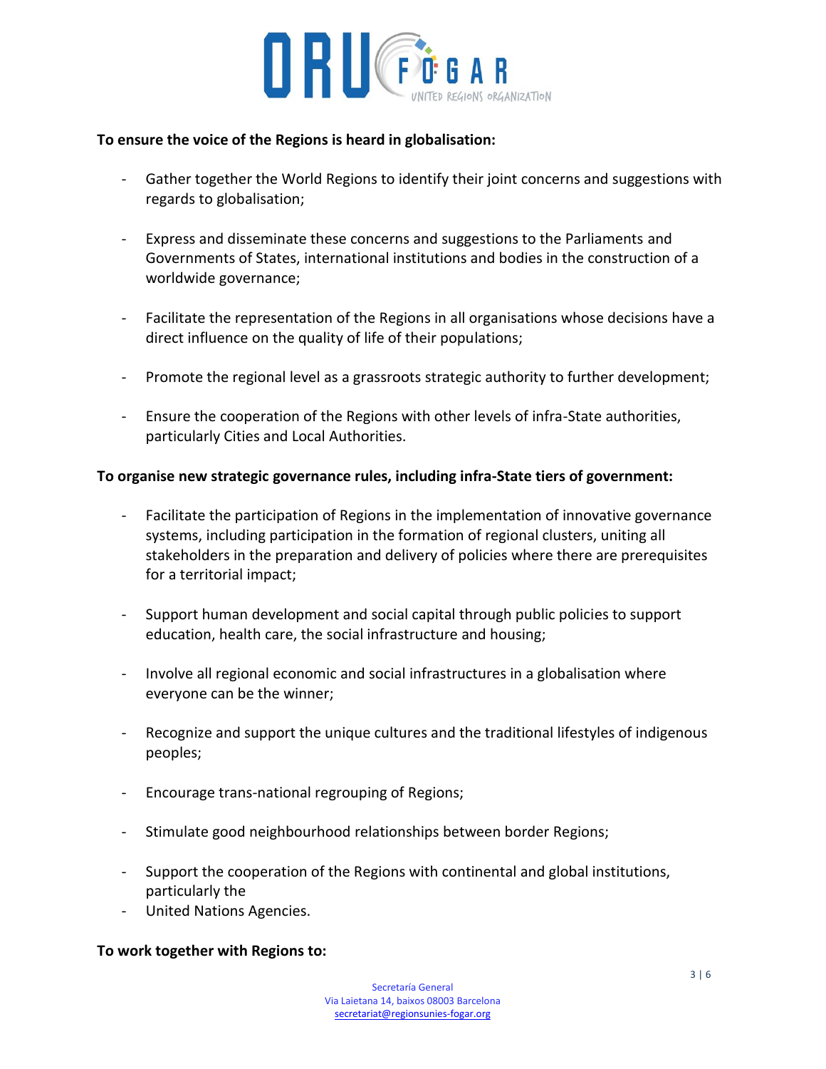**To ensure the voice of the Regions is heard in globalisation:**

- Gather together the World Regions to identify their joint concerns and suggestions with regards to globalisation;

- Express and disseminate these concerns and suggestions to the Parliaments and Governments of States, international institutions and bodies in the construction of a worldwide governance;

- Facilitate the representation of the Regions in all organisations whose decisions have a direct influence on the quality of life of their populations;

- Promote the regional level as a grassroots strategic authority to further development;

- Ensure the cooperation of the Regions with other levels of infra-State authorities, particularly Cities and Local Authorities.

**To organise new strategic governance rules, including infra-State tiers of government:**

- Facilitate the participation of Regions in the implementation of innovative governance systems, including participation in the formation of regional clusters, uniting all stakeholders in the preparation and delivery of policies where there are prerequisites for a territorial impact;

- Support human development and social capital through public policies to support education, health care, the social infrastructure and housing;

- Involve all regional economic and social infrastructures in a globalisation where everyone can be the winner;

- Recognize and support the unique cultures and the traditional lifestyles of indigenous peoples;

- Encourage trans-national regrouping of Regions;

- Stimulate good neighbourhood relationships between border Regions;

- Support the cooperation of the Regions with continental and global institutions, particularly the
- United Nations Agencies.

**To work together with Regions to:**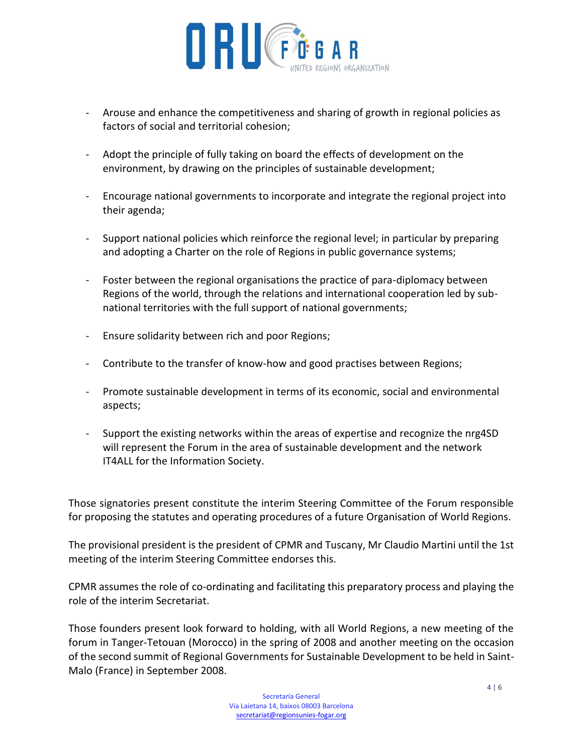- Arouse and enhance the competitiveness and sharing of growth in regional policies as factors of social and territorial cohesion;

- Adopt the principle of fully taking on board the effects of development on the environment, by drawing on the principles of sustainable development;

- Encourage national governments to incorporate and integrate the regional project into their agenda;

- Support national policies which reinforce the regional level; in particular by preparing and adopting a Charter on the role of Regions in public governance systems;

- Foster between the regional organisations the practice of para-diplomacy between Regions of the world, through the relations and international cooperation led by sub-national territories with the full support of national governments;

- Ensure solidarity between rich and poor Regions;

- Contribute to the transfer of know-how and good practises between Regions;

- Promote sustainable development in terms of its economic, social and environmental aspects;

- Support the existing networks within the areas of expertise and recognize the nrg4SD will represent the Forum in the area of sustainable development and the network IT4ALL for the Information Society.

Those signatories present constitute the interim Steering Committee of the Forum responsible for proposing the statutes and operating procedures of a future Organisation of World Regions.

The provisional president is the president of CPMR and Tuscany, Mr Claudio Martini until the 1st meeting of the interim Steering Committee endorses this.

CPMR assumes the role of co-ordinating and facilitating this preparatory process and playing the role of the interim Secretariat.

Those founders present look forward to holding, with all World Regions, a new meeting of the forum in Tanger-Tetouan (Morocco) in the spring of 2008 and another meeting on the occasion of the second summit of Regional Governments for Sustainable Development to be held in Saint-Malo (France) in September 2008.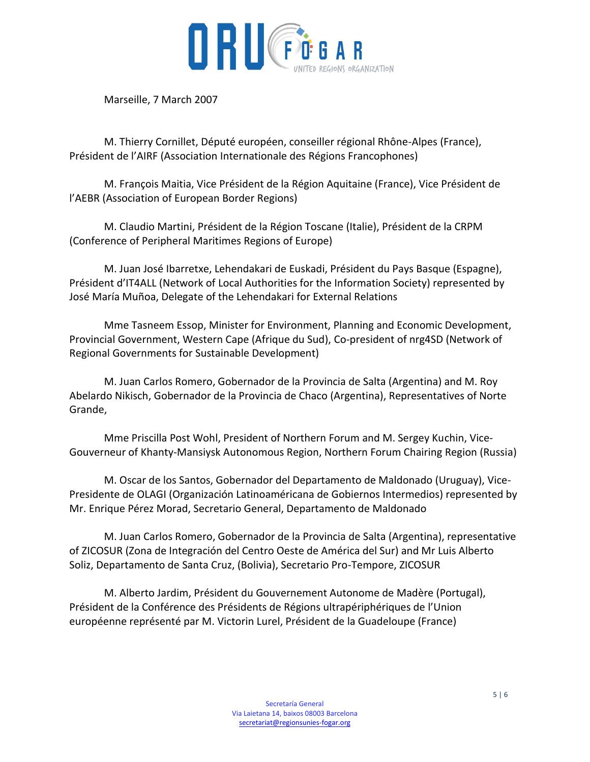Marseille, 7 March 2007

M. Thierry Cornillet, Député européen, conseiller régional Rhône-Alpes (France), Président de l'AIRF (Association Internationale des Régions Francophones)

M. François Maitia, Vice Président de la Région Aquitaine (France), Vice Président de l'AEBR (Association of European Border Regions)

M. Claudio Martini, Président de la Région Toscane (Italie), Président de la CRPM (Conference of Peripheral Maritimes Regions of Europe)

M. Juan José Ibarretxe, Lehendakari de Euskadi, Président du Pays Basque (Espagne), Président d'IT4ALL (Network of Local Authorities for the Information Society) represented by José María Muñoa, Delegate of the Lehendakari for External Relations

Mme Tasneem Essop, Minister for Environment, Planning and Economic Development, Provincial Government, Western Cape (Afrique du Sud), Co-president of nrg4SD (Network of Regional Governments for Sustainable Development)

M. Juan Carlos Romero, Gobernador de la Provincia de Salta (Argentina) and M. Roy Abelardo Nikisch, Gobernador de la Provincia de Chaco (Argentina), Representatives of Norte Grande,

Mme Priscilla Post Wohl, President of Northern Forum and M. Sergey Kuchin, Vice-Gouverneur of Khanty-Mansiysk Autonomous Region, Northern Forum Chairing Region (Russia)

M. Oscar de los Santos, Gobernador del Departamento de Maldonado (Uruguay), Vice-Presidente de OLAGI (Organización Latinoaméricana de Gobiernos Intermedios) represented by Mr. Enrique Pérez Morad, Secretario General, Departamento de Maldonado

M. Juan Carlos Romero, Gobernador de la Provincia de Salta (Argentina), representative of ZICOSUR (Zona de Integración del Centro Oeste de América del Sur) and Mr Luis Alberto Soliz, Departamento de Santa Cruz, (Bolivia), Secretario Pro-Tempore, ZICOSUR

M. Alberto Jardim, Président du Gouvernement Autonome de Madère (Portugal), Président de la Conférence des Présidents de Régions ultrapériphériques de l'Union européenne représenté par M. Victorin Lurel, Président de la Guadeloupe (France)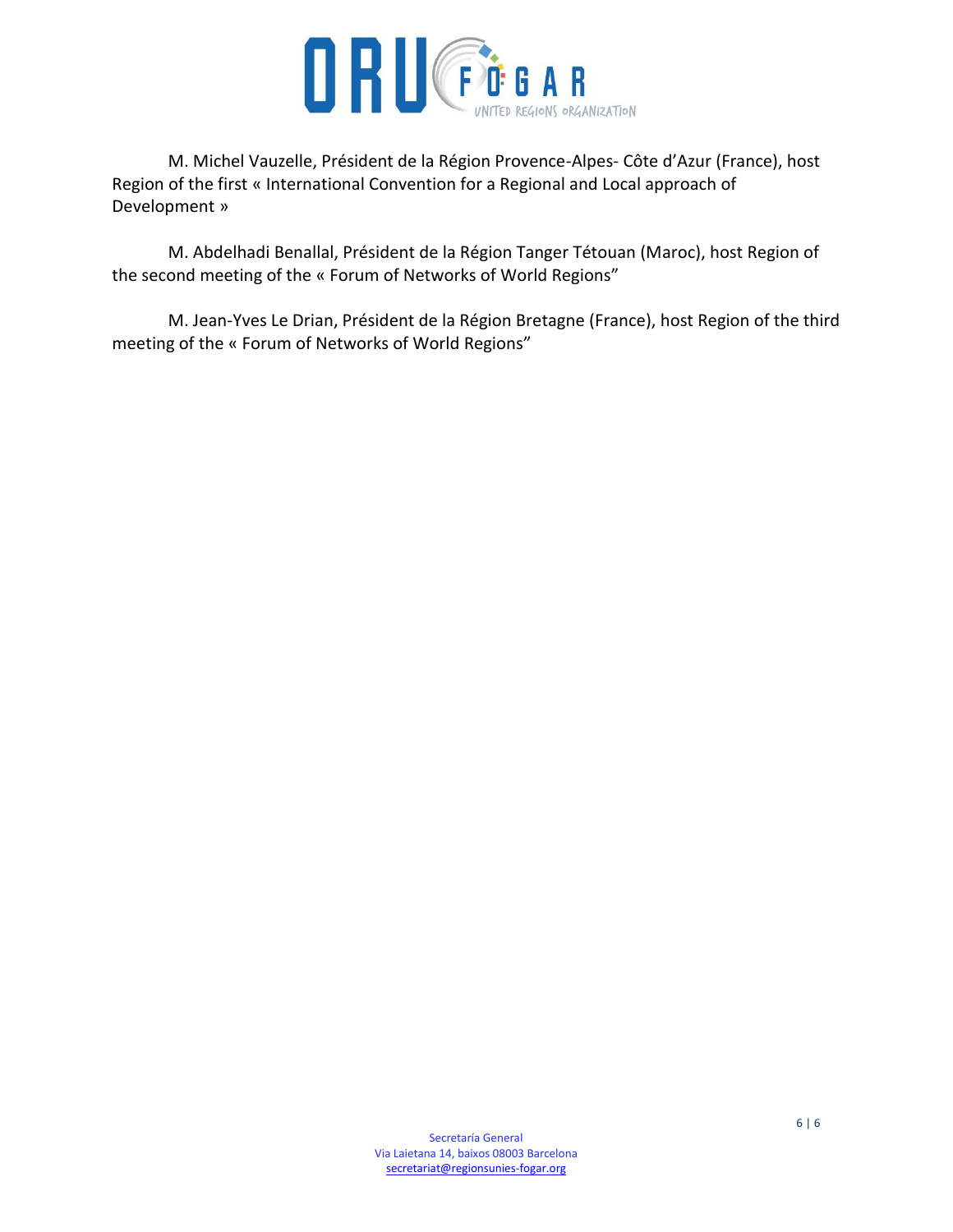M. Michel Vauzelle, Président de la Région Provence-Alpes- Côte d'Azur (France), host Region of the first « International Convention for a Regional and Local approach of Development »

M. Abdelhadi Benallal, Président de la Région Tanger Tétouan (Maroc), host Region of the second meeting of the « Forum of Networks of World Regions"

M. Jean-Yves Le Drian, Président de la Région Bretagne (France), host Region of the third meeting of the « Forum of Networks of World Regions"